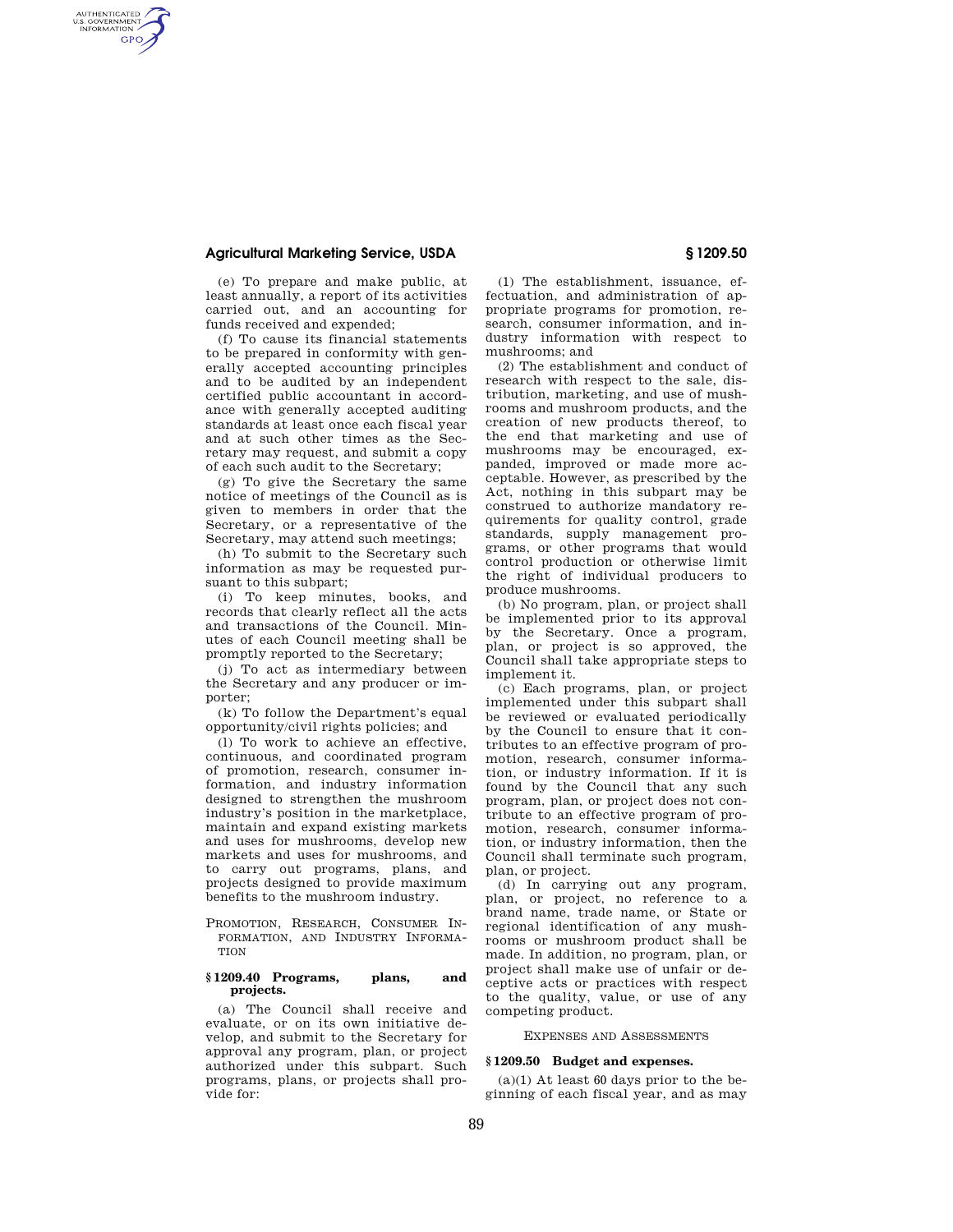(e) To prepare and make public, at least annually, a report of its activities carried out, and an accounting for funds received and expended;

(f) To cause its financial statements to be prepared in conformity with generally accepted accounting principles and to be audited by an independent certified public accountant in accordance with generally accepted auditing standards at least once each fiscal year and at such other times as the Secretary may request, and submit a copy of each such audit to the Secretary;

(g) To give the Secretary the same notice of meetings of the Council as is given to members in order that the Secretary, or a representative of the Secretary, may attend such meetings;

(h) To submit to the Secretary such information as may be requested pursuant to this subpart;

(i) To keep minutes, books, and records that clearly reflect all the acts and transactions of the Council. Minutes of each Council meeting shall be promptly reported to the Secretary;

(j) To act as intermediary between the Secretary and any producer or importer;

(k) To follow the Department's equal opportunity/civil rights policies; and

(l) To work to achieve an effective, continuous, and coordinated program of promotion, research, consumer information, and industry information designed to strengthen the mushroom industry's position in the marketplace, maintain and expand existing markets and uses for mushrooms, develop new markets and uses for mushrooms, and to carry out programs, plans, and projects designed to provide maximum benefits to the mushroom industry.

PROMOTION, RESEARCH, CONSUMER INFORMATION, AND INDUSTRY INFORMATION

### § 1209.40 Programs, plans, and projects.

(a) The Council shall receive and evaluate, or on its own initiative develop, and submit to the Secretary for approval any program, plan, or project authorized under this subpart. Such programs, plans, or projects shall provide for:

(1) The establishment, issuance, effectuation, and administration of appropriate programs for promotion, research, consumer information, and industry information with respect to mushrooms; and

(2) The establishment and conduct of research with respect to the sale, distribution, marketing, and use of mushrooms and mushroom products, and the creation of new products thereof, to the end that marketing and use of mushrooms may be encouraged, expanded, improved or made more acceptable. However, as prescribed by the Act, nothing in this subpart may be construed to authorize mandatory requirements for quality control, grade standards, supply management programs, or other programs that would control production or otherwise limit the right of individual producers to produce mushrooms.

(b) No program, plan, or project shall be implemented prior to its approval by the Secretary. Once a program, plan, or project is so approved, the Council shall take appropriate steps to implement it.

(c) Each programs, plan, or project implemented under this subpart shall be reviewed or evaluated periodically by the Council to ensure that it contributes to an effective program of promotion, research, consumer information, or industry information. If it is found by the Council that any such program, plan, or project does not contribute to an effective program of promotion, research, consumer information, or industry information, then the Council shall terminate such program, plan, or project.

(d) In carrying out any program, plan, or project, no reference to a brand name, trade name, or State or regional identification of any mushrooms or mushroom product shall be made. In addition, no program, plan, or project shall make use of unfair or deceptive acts or practices with respect to the quality, value, or use of any competing product.

EXPENSES AND ASSESSMENTS

### § 1209.50 Budget and expenses.

(a)(1) At least 60 days prior to the beginning of each fiscal year, and as may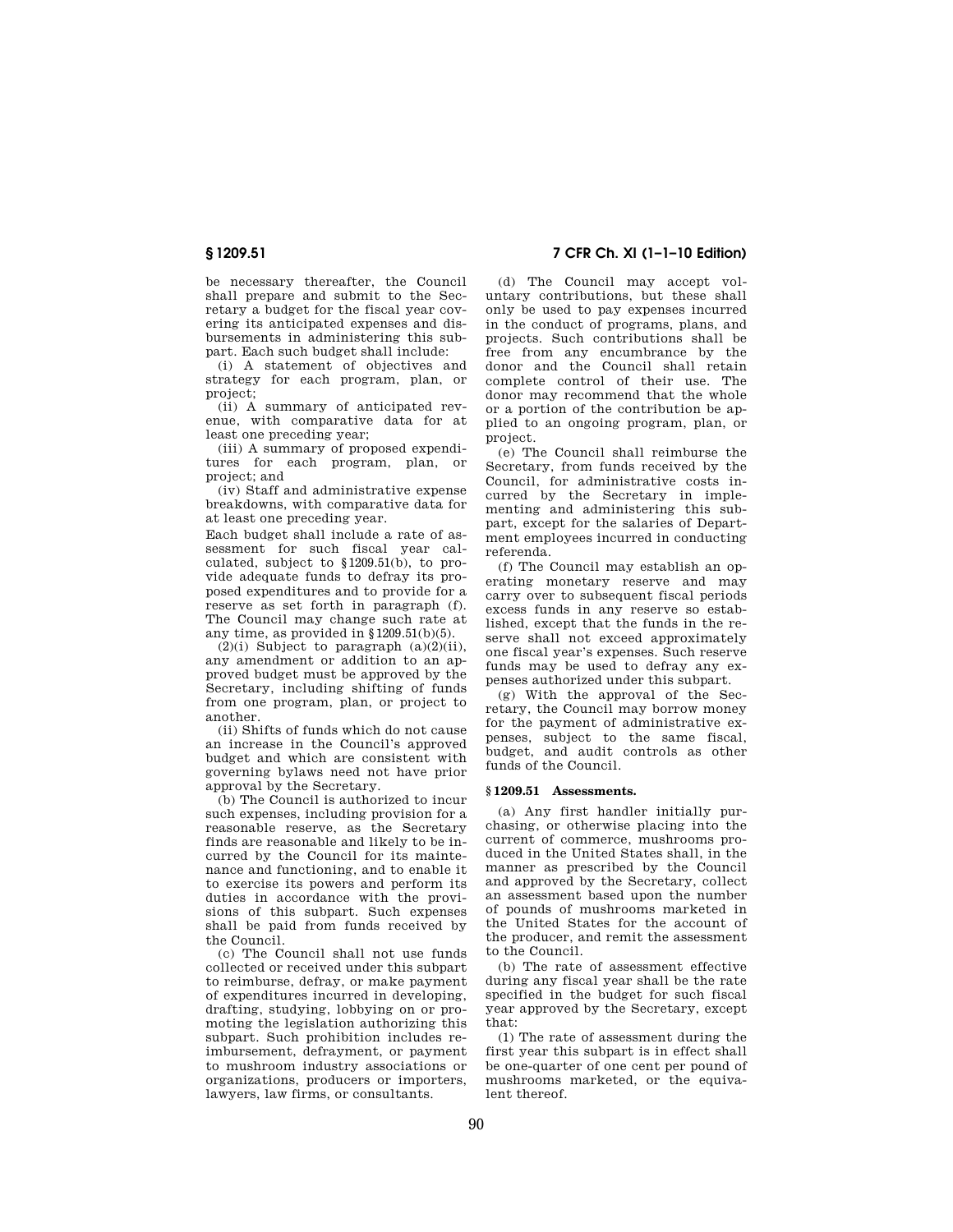be necessary thereafter, the Council shall prepare and submit to the Secretary a budget for the fiscal year covering its anticipated expenses and disbursements in administering this subpart. Each such budget shall include:

(i) A statement of objectives and strategy for each program, plan, or project;

(ii) A summary of anticipated revenue, with comparative data for at least one preceding year;

(iii) A summary of proposed expenditures for each program, plan, or project; and

(iv) Staff and administrative expense breakdowns, with comparative data for at least one preceding year.

Each budget shall include a rate of assessment for such fiscal year calculated, subject to §1209.51(b), to provide adequate funds to defray its proposed expenditures and to provide for a reserve as set forth in paragraph (f). The Council may change such rate at any time, as provided in §1209.51(b)(5).

(2)(i) Subject to paragraph (a)(2)(ii), any amendment or addition to an approved budget must be approved by the Secretary, including shifting of funds from one program, plan, or project to another.

(ii) Shifts of funds which do not cause an increase in the Council's approved budget and which are consistent with governing bylaws need not have prior approval by the Secretary.

(b) The Council is authorized to incur such expenses, including provision for a reasonable reserve, as the Secretary finds are reasonable and likely to be incurred by the Council for its maintenance and functioning, and to enable it to exercise its powers and perform its duties in accordance with the provisions of this subpart. Such expenses shall be paid from funds received by the Council.

(c) The Council shall not use funds collected or received under this subpart to reimburse, defray, or make payment of expenditures incurred in developing, drafting, studying, lobbying on or promoting the legislation authorizing this subpart. Such prohibition includes reimbursement, defrayment, or payment to mushroom industry associations or organizations, producers or importers, lawyers, law firms, or consultants.

(d) The Council may accept voluntary contributions, but these shall only be used to pay expenses incurred in the conduct of programs, plans, and projects. Such contributions shall be free from any encumbrance by the donor and the Council shall retain complete control of their use. The donor may recommend that the whole or a portion of the contribution be applied to an ongoing program, plan, or project.

(e) The Council shall reimburse the Secretary, from funds received by the Council, for administrative costs incurred by the Secretary in implementing and administering this subpart, except for the salaries of Department employees incurred in conducting referenda.

(f) The Council may establish an operating monetary reserve and may carry over to subsequent fiscal periods excess funds in any reserve so established, except that the funds in the reserve shall not exceed approximately one fiscal year's expenses. Such reserve funds may be used to defray any expenses authorized under this subpart.

(g) With the approval of the Secretary, the Council may borrow money for the payment of administrative expenses, subject to the same fiscal, budget, and audit controls as other funds of the Council.

### §1209.51 Assessments.

(a) Any first handler initially purchasing, or otherwise placing into the current of commerce, mushrooms produced in the United States shall, in the manner as prescribed by the Council and approved by the Secretary, collect an assessment based upon the number of pounds of mushrooms marketed in the United States for the account of the producer, and remit the assessment to the Council.

(b) The rate of assessment effective during any fiscal year shall be the rate specified in the budget for such fiscal year approved by the Secretary, except that:

(1) The rate of assessment during the first year this subpart is in effect shall be one-quarter of one cent per pound of mushrooms marketed, or the equivalent thereof.